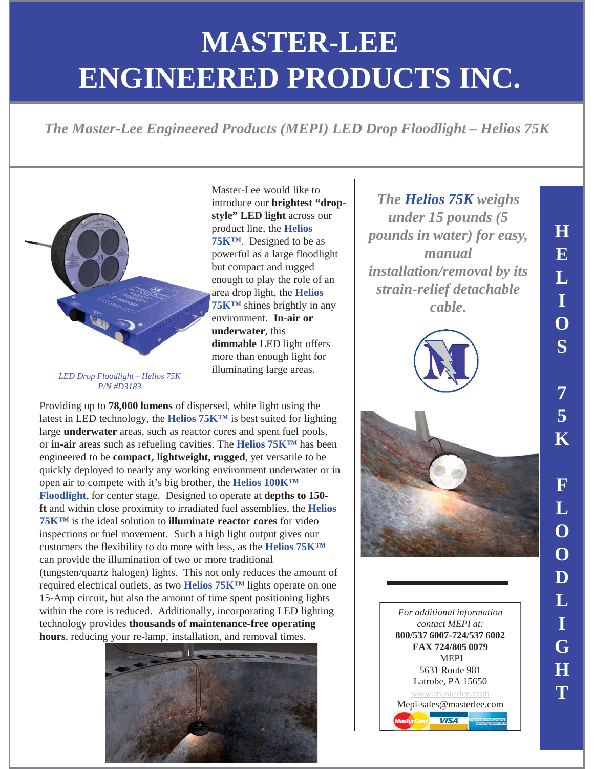# MASTER-LEE ENGINEERED PRODUCTS INC.

*The Master-Lee Engineered Products (MEPI) LED Drop Floodlight – Helios 75K*

*LED Drop Floodlight – Helios 75K P/N #D3183*

Master-Lee would like to introduce our **brightest "drop-style" LED light** across our product line, the **Helios 75K™**. Designed to be as powerful as a large floodlight but compact and rugged enough to play the role of an area drop light, the **Helios 75K™** shines brightly in any environment. **In-air or underwater**, this **dimmable** LED light offers more than enough light for illuminating large areas.

Providing up to **78,000 lumens** of dispersed, white light using the latest in LED technology, the **Helios 75K™** is best suited for lighting large **underwater** areas, such as reactor cores and spent fuel pools, or **in-air** areas such as refueling cavities. The **Helios 75K™** has been engineered to be **compact, lightweight, rugged**, yet versatile to be quickly deployed to nearly any working environment underwater or in open air to compete with it's big brother, the **Helios 100K™ Floodlight**, for center stage. Designed to operate at **depths to 150-ft** and within close proximity to irradiated fuel assemblies, the **Helios 75K™** is the ideal solution to **illuminate reactor cores** for video inspections or fuel movement. Such a high light output gives our customers the flexibility to do more with less, as the **Helios 75K™** can provide the illumination of two or more traditional (tungsten/quartz halogen) lights. This not only reduces the amount of required electrical outlets, as two **Helios 75K™** lights operate on one 15-Amp circuit, but also the amount of time spent positioning lights within the core is reduced. Additionally, incorporating LED lighting technology provides **thousands of maintenance-free operating hours**, reducing your re-lamp, installation, and removal times.

***The Helios 75K weighs under 15 pounds (5 pounds in water) for easy, manual installation/removal by its strain-relief detachable cable.***

*For additional information contact MEPI at:*
**800/537 6007-724/537 6002**
**FAX 724/805 0079**
MEPI
5631 Route 981
Latrobe, PA 15650
www.masterlee.com
Mepi-sales@masterlee.com

**HELIOS 75K FLOODLIGHT**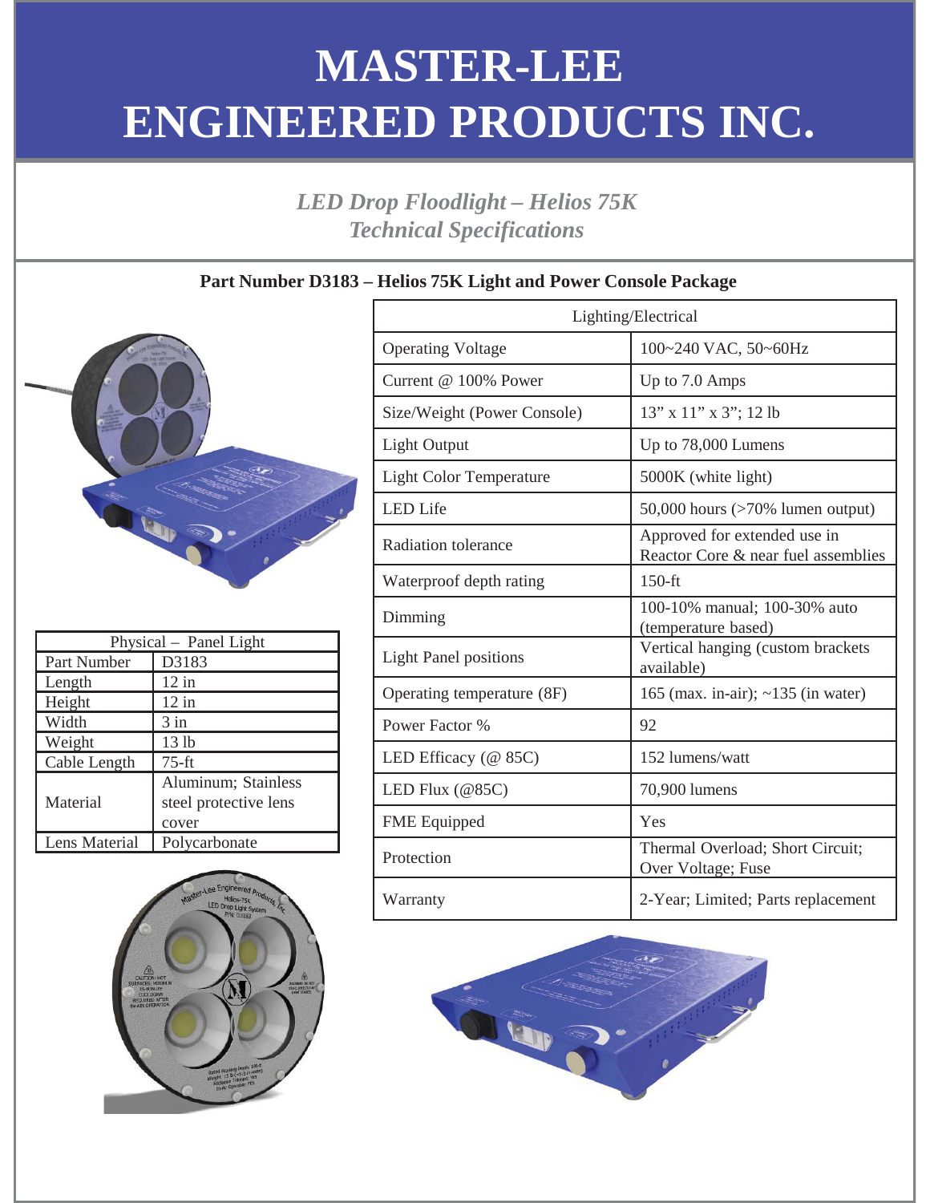# MASTER-LEE ENGINEERED PRODUCTS INC.

*LED Drop Floodlight – Helios 75K*
*Technical Specifications*

**Part Number D3183 – Helios 75K Light and Power Console Package**

| Physical – Panel Light | |
|---|---|
| Part Number | D3183 |
| Length | 12 in |
| Height | 12 in |
| Width | 3 in |
| Weight | 13 lb |
| Cable Length | 75-ft |
| Material | Aluminum; Stainless steel protective lens cover |
| Lens Material | Polycarbonate |

| Lighting/Electrical | |
|---|---|
| Operating Voltage | 100~240 VAC, 50~60Hz |
| Current @ 100% Power | Up to 7.0 Amps |
| Size/Weight (Power Console) | 13" x 11" x 3"; 12 lb |
| Light Output | Up to 78,000 Lumens |
| Light Color Temperature | 5000K (white light) |
| LED Life | 50,000 hours (>70% lumen output) |
| Radiation tolerance | Approved for extended use in Reactor Core & near fuel assemblies |
| Waterproof depth rating | 150-ft |
| Dimming | 100-10% manual; 100-30% auto (temperature based) |
| Light Panel positions | Vertical hanging (custom brackets available) |
| Operating temperature (8F) | 165 (max. in-air); ~135 (in water) |
| Power Factor % | 92 |
| LED Efficacy (@ 85C) | 152 lumens/watt |
| LED Flux (@85C) | 70,900 lumens |
| FME Equipped | Yes |
| Protection | Thermal Overload; Short Circuit; Over Voltage; Fuse |
| Warranty | 2-Year; Limited; Parts replacement |